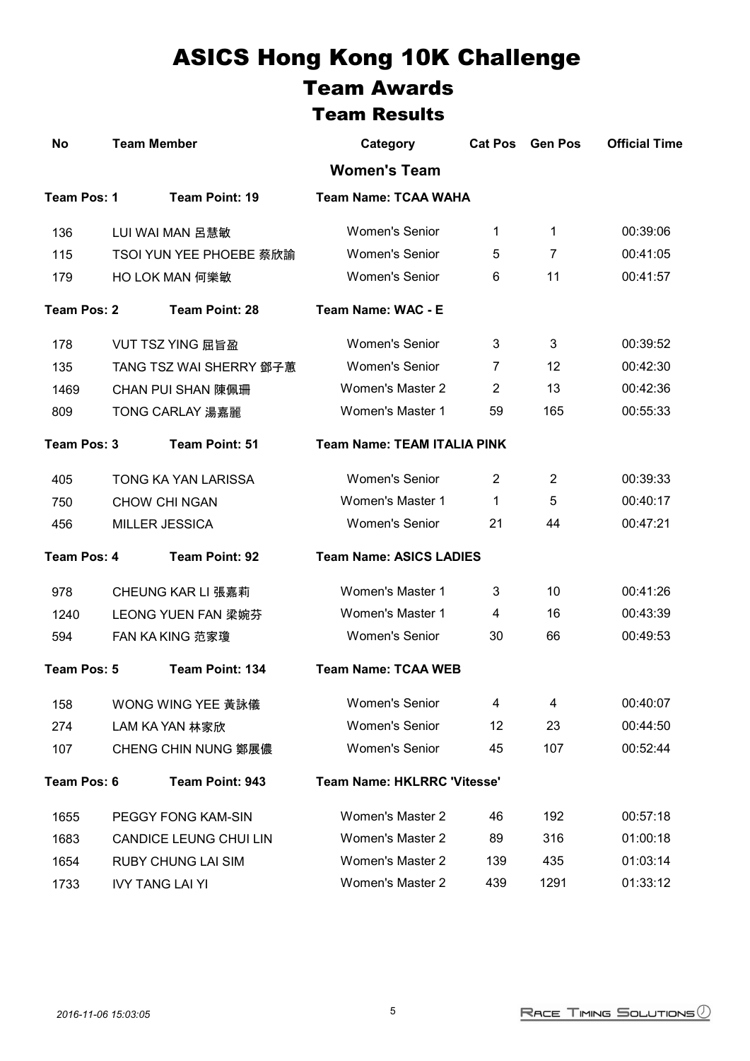# ASICS Hong Kong 10K Challenge

## Team Awards

### Team Results

| No | Team Member | Category | Cat Pos | Gen Pos | Official Time |
|---|---|---|---|---|---|
| | | **Women's Team** | | | |
| **Team Pos: 1** | **Team Point: 19** | **Team Name: TCAA WAHA** | | | |
| 136 | LUI WAI MAN 呂慧敏 | Women's Senior | 1 | 1 | 00:39:06 |
| 115 | TSOI YUN YEE PHOEBE 蔡欣諭 | Women's Senior | 5 | 7 | 00:41:05 |
| 179 | HO LOK MAN 何樂敏 | Women's Senior | 6 | 11 | 00:41:57 |
| **Team Pos: 2** | **Team Point: 28** | **Team Name: WAC - E** | | | |
| 178 | VUT TSZ YING 屈旨盈 | Women's Senior | 3 | 3 | 00:39:52 |
| 135 | TANG TSZ WAI SHERRY 鄧子蕙 | Women's Senior | 7 | 12 | 00:42:30 |
| 1469 | CHAN PUI SHAN 陳佩珊 | Women's Master 2 | 2 | 13 | 00:42:36 |
| 809 | TONG CARLAY 湯嘉麗 | Women's Master 1 | 59 | 165 | 00:55:33 |
| **Team Pos: 3** | **Team Point: 51** | **Team Name: TEAM ITALIA PINK** | | | |
| 405 | TONG KA YAN LARISSA | Women's Senior | 2 | 2 | 00:39:33 |
| 750 | CHOW CHI NGAN | Women's Master 1 | 1 | 5 | 00:40:17 |
| 456 | MILLER JESSICA | Women's Senior | 21 | 44 | 00:47:21 |
| **Team Pos: 4** | **Team Point: 92** | **Team Name: ASICS LADIES** | | | |
| 978 | CHEUNG KAR LI 張嘉莉 | Women's Master 1 | 3 | 10 | 00:41:26 |
| 1240 | LEONG YUEN FAN 梁婉芬 | Women's Master 1 | 4 | 16 | 00:43:39 |
| 594 | FAN KA KING 范家瓊 | Women's Senior | 30 | 66 | 00:49:53 |
| **Team Pos: 5** | **Team Point: 134** | **Team Name: TCAA WEB** | | | |
| 158 | WONG WING YEE 黃詠儀 | Women's Senior | 4 | 4 | 00:40:07 |
| 274 | LAM KA YAN 林家欣 | Women's Senior | 12 | 23 | 00:44:50 |
| 107 | CHENG CHIN NUNG 鄭展儂 | Women's Senior | 45 | 107 | 00:52:44 |
| **Team Pos: 6** | **Team Point: 943** | **Team Name: HKLRRC 'Vitesse'** | | | |
| 1655 | PEGGY FONG KAM-SIN | Women's Master 2 | 46 | 192 | 00:57:18 |
| 1683 | CANDICE LEUNG CHUI LIN | Women's Master 2 | 89 | 316 | 01:00:18 |
| 1654 | RUBY CHUNG LAI SIM | Women's Master 2 | 139 | 435 | 01:03:14 |
| 1733 | IVY TANG LAI YI | Women's Master 2 | 439 | 1291 | 01:33:12 |

*2016-11-06 15:03:05*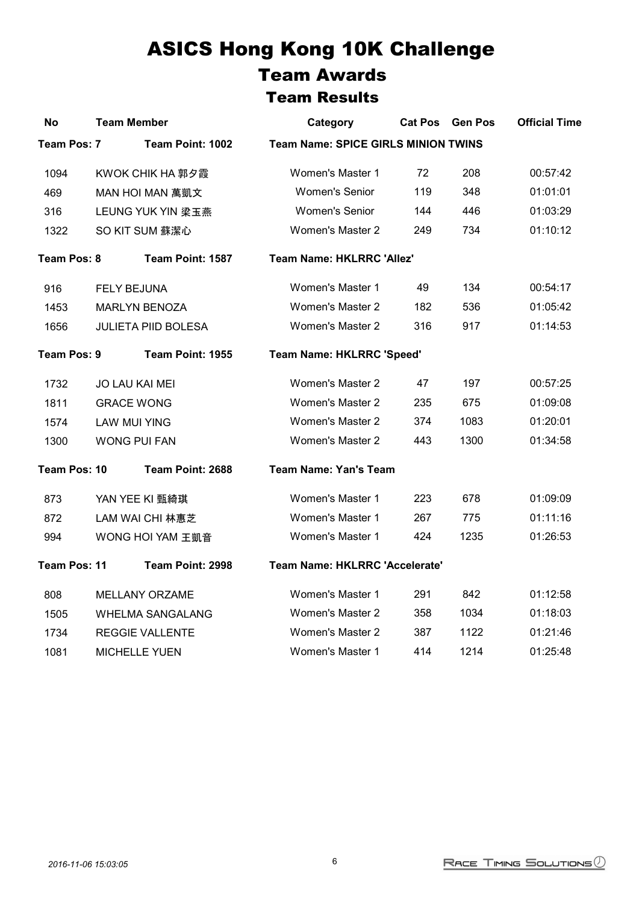# ASICS Hong Kong 10K Challenge

## Team Awards

### Team Results

| No | Team Member | Category | Cat Pos | Gen Pos | Official Time |
|---|---|---|---|---|---|
| **Team Pos: 7** | **Team Point: 1002** | **Team Name: SPICE GIRLS MINION TWINS** | | | |
| 1094 | KWOK CHIK HA 郭夕霞 | Women's Master 1 | 72 | 208 | 00:57:42 |
| 469 | MAN HOI MAN 萬凱文 | Women's Senior | 119 | 348 | 01:01:01 |
| 316 | LEUNG YUK YIN 梁玉燕 | Women's Senior | 144 | 446 | 01:03:29 |
| 1322 | SO KIT SUM 蘇潔心 | Women's Master 2 | 249 | 734 | 01:10:12 |
| **Team Pos: 8** | **Team Point: 1587** | **Team Name: HKLRRC 'Allez'** | | | |
| 916 | FELY BEJUNA | Women's Master 1 | 49 | 134 | 00:54:17 |
| 1453 | MARLYN BENOZA | Women's Master 2 | 182 | 536 | 01:05:42 |
| 1656 | JULIETA PIID BOLESA | Women's Master 2 | 316 | 917 | 01:14:53 |
| **Team Pos: 9** | **Team Point: 1955** | **Team Name: HKLRRC 'Speed'** | | | |
| 1732 | JO LAU KAI MEI | Women's Master 2 | 47 | 197 | 00:57:25 |
| 1811 | GRACE WONG | Women's Master 2 | 235 | 675 | 01:09:08 |
| 1574 | LAW MUI YING | Women's Master 2 | 374 | 1083 | 01:20:01 |
| 1300 | WONG PUI FAN | Women's Master 2 | 443 | 1300 | 01:34:58 |
| **Team Pos: 10** | **Team Point: 2688** | **Team Name: Yan's Team** | | | |
| 873 | YAN YEE KI 甄綺琪 | Women's Master 1 | 223 | 678 | 01:09:09 |
| 872 | LAM WAI CHI 林惠芝 | Women's Master 1 | 267 | 775 | 01:11:16 |
| 994 | WONG HOI YAM 王凱音 | Women's Master 1 | 424 | 1235 | 01:26:53 |
| **Team Pos: 11** | **Team Point: 2998** | **Team Name: HKLRRC 'Accelerate'** | | | |
| 808 | MELLANY ORZAME | Women's Master 1 | 291 | 842 | 01:12:58 |
| 1505 | WHELMA SANGALANG | Women's Master 2 | 358 | 1034 | 01:18:03 |
| 1734 | REGGIE VALLENTE | Women's Master 2 | 387 | 1122 | 01:21:46 |
| 1081 | MICHELLE YUEN | Women's Master 1 | 414 | 1214 | 01:25:48 |

*2016-11-06 15:03:05*

RACE TIMING SOLUTIONS